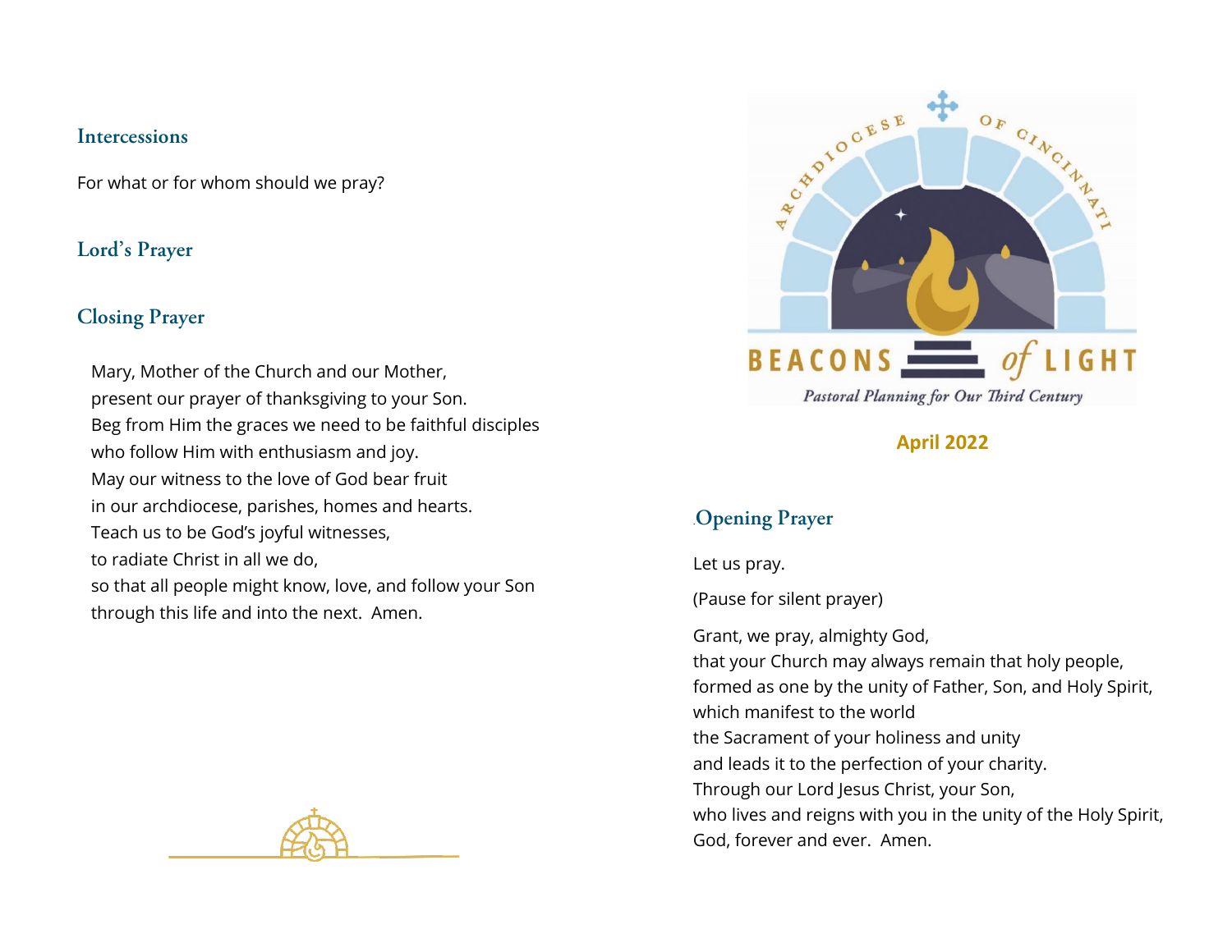## Intercessions

For what or for whom should we pray?

## Lord's Prayer

## Closing Prayer

Mary, Mother of the Church and our Mother,
present our prayer of thanksgiving to your Son.
Beg from Him the graces we need to be faithful disciples
who follow Him with enthusiasm and joy.
May our witness to the love of God bear fruit
in our archdiocese, parishes, homes and hearts.
Teach us to be God's joyful witnesses,
to radiate Christ in all we do,
so that all people might know, love, and follow your Son
through this life and into the next. Amen.

ARCHDIOCESE OF CINCINNATI

BEACONS of LIGHT

*Pastoral Planning for Our Third Century*

**April 2022**

## Opening Prayer

Let us pray.

(Pause for silent prayer)

Grant, we pray, almighty God,
that your Church may always remain that holy people,
formed as one by the unity of Father, Son, and Holy Spirit,
which manifest to the world
the Sacrament of your holiness and unity
and leads it to the perfection of your charity.
Through our Lord Jesus Christ, your Son,
who lives and reigns with you in the unity of the Holy Spirit,
God, forever and ever. Amen.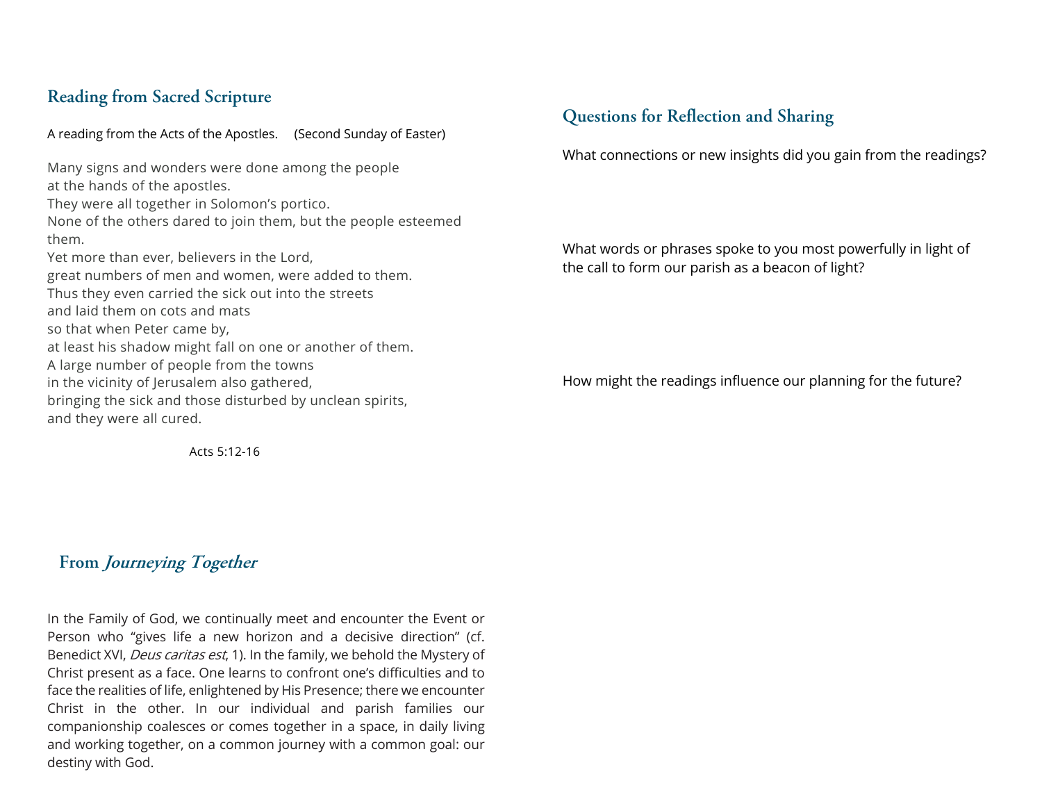## Reading from Sacred Scripture

A reading from the Acts of the Apostles. (Second Sunday of Easter)

Many signs and wonders were done among the people
at the hands of the apostles.
They were all together in Solomon's portico.
None of the others dared to join them, but the people esteemed them.
Yet more than ever, believers in the Lord,
great numbers of men and women, were added to them.
Thus they even carried the sick out into the streets
and laid them on cots and mats
so that when Peter came by,
at least his shadow might fall on one or another of them.
A large number of people from the towns
in the vicinity of Jerusalem also gathered,
bringing the sick and those disturbed by unclean spirits,
and they were all cured.

Acts 5:12-16

## From *Journeying Together*

In the Family of God, we continually meet and encounter the Event or Person who "gives life a new horizon and a decisive direction" (cf. Benedict XVI, *Deus caritas est*, 1). In the family, we behold the Mystery of Christ present as a face. One learns to confront one's difficulties and to face the realities of life, enlightened by His Presence; there we encounter Christ in the other. In our individual and parish families our companionship coalesces or comes together in a space, in daily living and working together, on a common journey with a common goal: our destiny with God.

## Questions for Reflection and Sharing

What connections or new insights did you gain from the readings?

What words or phrases spoke to you most powerfully in light of the call to form our parish as a beacon of light?

How might the readings influence our planning for the future?